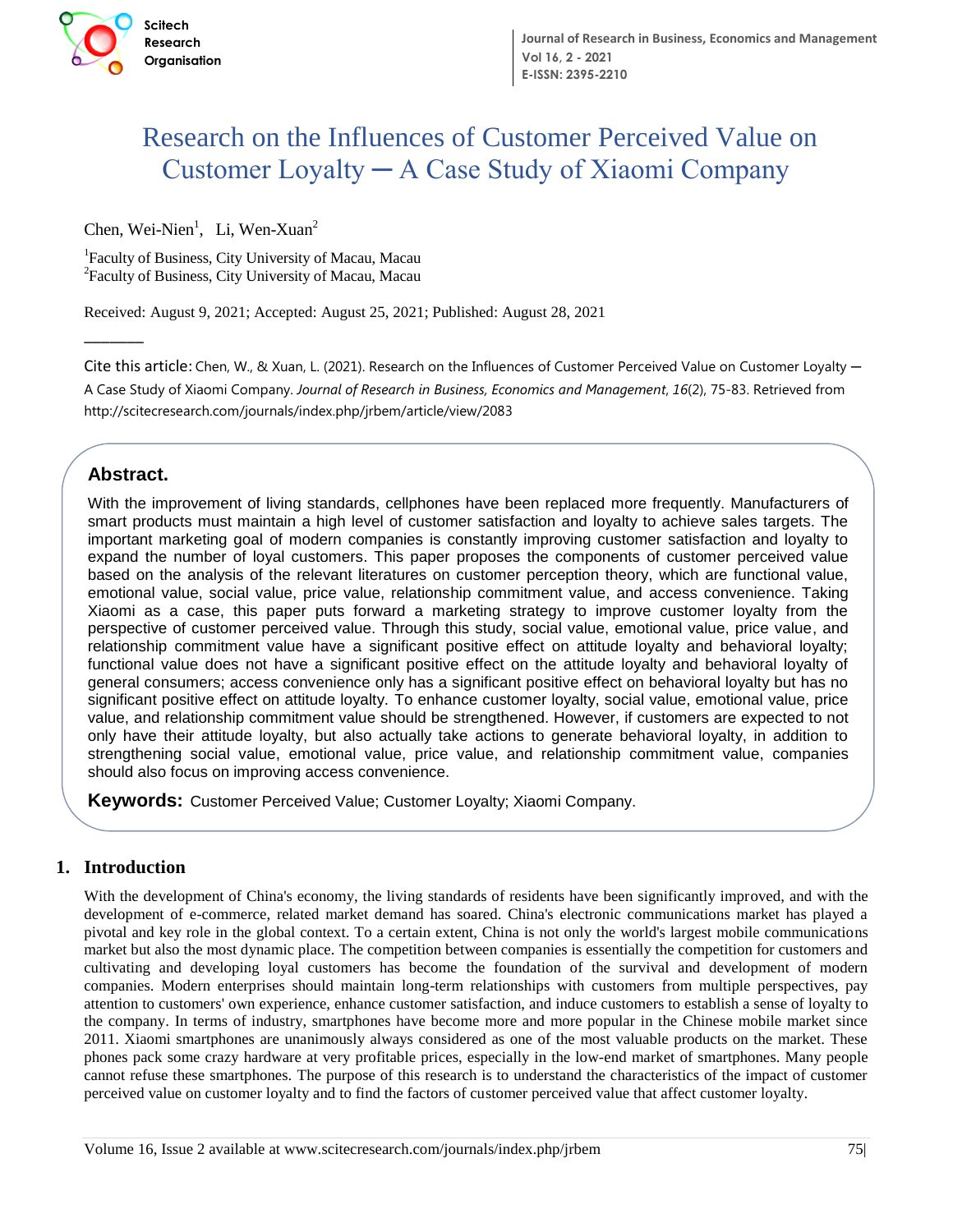# Research on the Influences of Customer Perceived Value on Customer Loyalty ─ A Case Study of Xiaomi Company

Chen, Wei-Nien[1], Li, Wen-Xuan[2]

[1]Faculty of Business, City University of Macau, Macau
[2]Faculty of Business, City University of Macau, Macau

Received: August 9, 2021; Accepted: August 25, 2021; Published: August 28, 2021

---

Cite this article: Chen, W., & Xuan, L. (2021). Research on the Influences of Customer Perceived Value on Customer Loyalty ─ A Case Study of Xiaomi Company. *Journal of Research in Business, Economics and Management*, *16*(2), 75-83. Retrieved from http://scitecresearch.com/journals/index.php/jrbem/article/view/2083

## Abstract.

With the improvement of living standards, cellphones have been replaced more frequently. Manufacturers of smart products must maintain a high level of customer satisfaction and loyalty to achieve sales targets. The important marketing goal of modern companies is constantly improving customer satisfaction and loyalty to expand the number of loyal customers. This paper proposes the components of customer perceived value based on the analysis of the relevant literatures on customer perception theory, which are functional value, emotional value, social value, price value, relationship commitment value, and access convenience. Taking Xiaomi as a case, this paper puts forward a marketing strategy to improve customer loyalty from the perspective of customer perceived value. Through this study, social value, emotional value, price value, and relationship commitment value have a significant positive effect on attitude loyalty and behavioral loyalty; functional value does not have a significant positive effect on the attitude loyalty and behavioral loyalty of general consumers; access convenience only has a significant positive effect on behavioral loyalty but has no significant positive effect on attitude loyalty. To enhance customer loyalty, social value, emotional value, price value, and relationship commitment value should be strengthened. However, if customers are expected to not only have their attitude loyalty, but also actually take actions to generate behavioral loyalty, in addition to strengthening social value, emotional value, price value, and relationship commitment value, companies should also focus on improving access convenience.

**Keywords:** Customer Perceived Value; Customer Loyalty; Xiaomi Company.

## 1. Introduction

With the development of China's economy, the living standards of residents have been significantly improved, and with the development of e-commerce, related market demand has soared. China's electronic communications market has played a pivotal and key role in the global context. To a certain extent, China is not only the world's largest mobile communications market but also the most dynamic place. The competition between companies is essentially the competition for customers and cultivating and developing loyal customers has become the foundation of the survival and development of modern companies. Modern enterprises should maintain long-term relationships with customers from multiple perspectives, pay attention to customers' own experience, enhance customer satisfaction, and induce customers to establish a sense of loyalty to the company. In terms of industry, smartphones have become more and more popular in the Chinese mobile market since 2011. Xiaomi smartphones are unanimously always considered as one of the most valuable products on the market. These phones pack some crazy hardware at very profitable prices, especially in the low-end market of smartphones. Many people cannot refuse these smartphones. The purpose of this research is to understand the characteristics of the impact of customer perceived value on customer loyalty and to find the factors of customer perceived value that affect customer loyalty.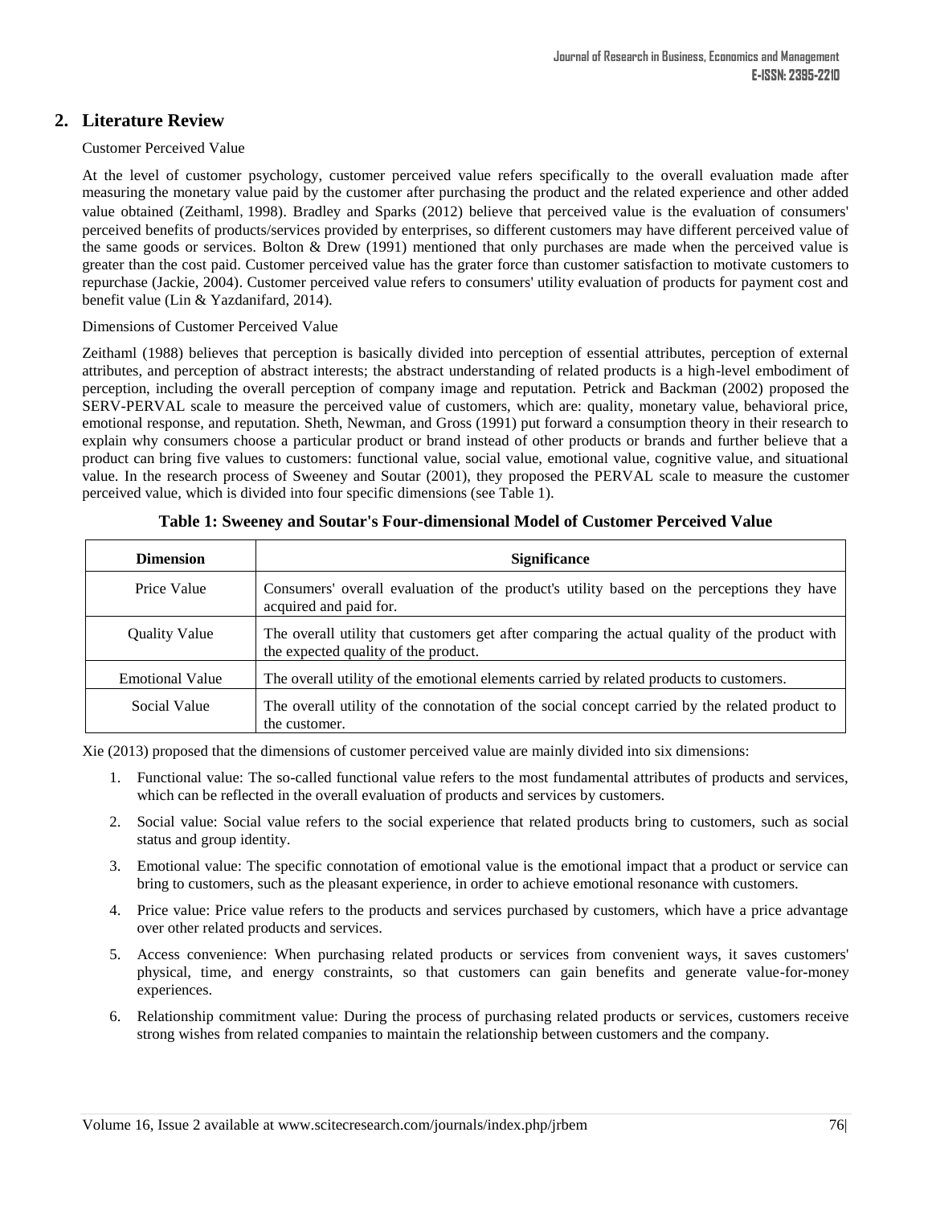## 2. Literature Review

Customer Perceived Value

At the level of customer psychology, customer perceived value refers specifically to the overall evaluation made after measuring the monetary value paid by the customer after purchasing the product and the related experience and other added value obtained (Zeithaml, 1998). Bradley and Sparks (2012) believe that perceived value is the evaluation of consumers' perceived benefits of products/services provided by enterprises, so different customers may have different perceived value of the same goods or services. Bolton & Drew (1991) mentioned that only purchases are made when the perceived value is greater than the cost paid. Customer perceived value has the grater force than customer satisfaction to motivate customers to repurchase (Jackie, 2004). Customer perceived value refers to consumers' utility evaluation of products for payment cost and benefit value (Lin & Yazdanifard, 2014).

Dimensions of Customer Perceived Value

Zeithaml (1988) believes that perception is basically divided into perception of essential attributes, perception of external attributes, and perception of abstract interests; the abstract understanding of related products is a high-level embodiment of perception, including the overall perception of company image and reputation. Petrick and Backman (2002) proposed the SERV-PERVAL scale to measure the perceived value of customers, which are: quality, monetary value, behavioral price, emotional response, and reputation. Sheth, Newman, and Gross (1991) put forward a consumption theory in their research to explain why consumers choose a particular product or brand instead of other products or brands and further believe that a product can bring five values to customers: functional value, social value, emotional value, cognitive value, and situational value. In the research process of Sweeney and Soutar (2001), they proposed the PERVAL scale to measure the customer perceived value, which is divided into four specific dimensions (see Table 1).

**Table 1: Sweeney and Soutar's Four-dimensional Model of Customer Perceived Value**

| Dimension | Significance |
|---|---|
| Price Value | Consumers' overall evaluation of the product's utility based on the perceptions they have acquired and paid for. |
| Quality Value | The overall utility that customers get after comparing the actual quality of the product with the expected quality of the product. |
| Emotional Value | The overall utility of the emotional elements carried by related products to customers. |
| Social Value | The overall utility of the connotation of the social concept carried by the related product to the customer. |

Xie (2013) proposed that the dimensions of customer perceived value are mainly divided into six dimensions:

1. Functional value: The so-called functional value refers to the most fundamental attributes of products and services, which can be reflected in the overall evaluation of products and services by customers.
2. Social value: Social value refers to the social experience that related products bring to customers, such as social status and group identity.
3. Emotional value: The specific connotation of emotional value is the emotional impact that a product or service can bring to customers, such as the pleasant experience, in order to achieve emotional resonance with customers.
4. Price value: Price value refers to the products and services purchased by customers, which have a price advantage over other related products and services.
5. Access convenience: When purchasing related products or services from convenient ways, it saves customers' physical, time, and energy constraints, so that customers can gain benefits and generate value-for-money experiences.
6. Relationship commitment value: During the process of purchasing related products or services, customers receive strong wishes from related companies to maintain the relationship between customers and the company.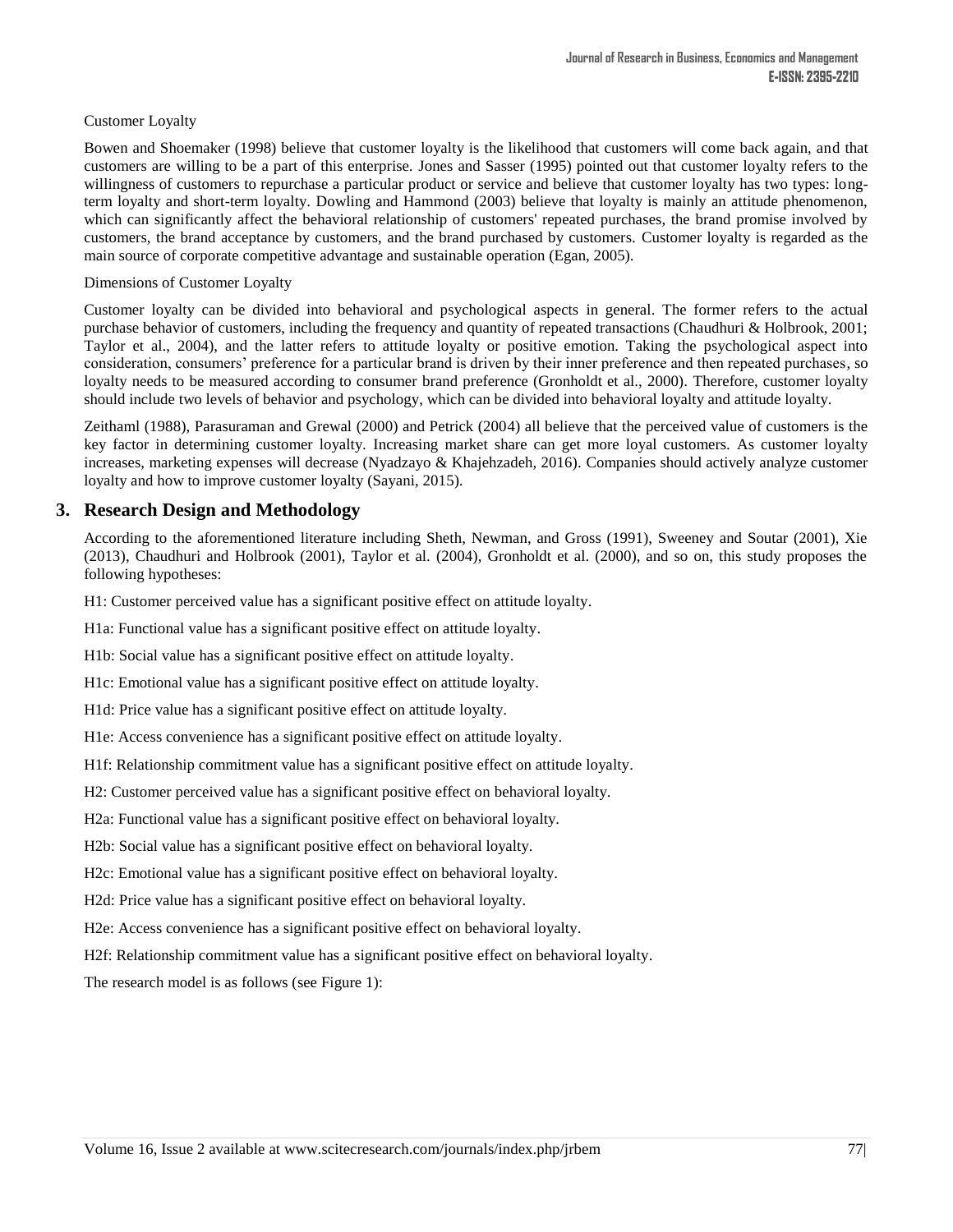Customer Loyalty

Bowen and Shoemaker (1998) believe that customer loyalty is the likelihood that customers will come back again, and that customers are willing to be a part of this enterprise. Jones and Sasser (1995) pointed out that customer loyalty refers to the willingness of customers to repurchase a particular product or service and believe that customer loyalty has two types: long-term loyalty and short-term loyalty. Dowling and Hammond (2003) believe that loyalty is mainly an attitude phenomenon, which can significantly affect the behavioral relationship of customers' repeated purchases, the brand promise involved by customers, the brand acceptance by customers, and the brand purchased by customers. Customer loyalty is regarded as the main source of corporate competitive advantage and sustainable operation (Egan, 2005).

Dimensions of Customer Loyalty

Customer loyalty can be divided into behavioral and psychological aspects in general. The former refers to the actual purchase behavior of customers, including the frequency and quantity of repeated transactions (Chaudhuri & Holbrook, 2001; Taylor et al., 2004), and the latter refers to attitude loyalty or positive emotion. Taking the psychological aspect into consideration, consumers' preference for a particular brand is driven by their inner preference and then repeated purchases, so loyalty needs to be measured according to consumer brand preference (Gronholdt et al., 2000). Therefore, customer loyalty should include two levels of behavior and psychology, which can be divided into behavioral loyalty and attitude loyalty.

Zeithaml (1988), Parasuraman and Grewal (2000) and Petrick (2004) all believe that the perceived value of customers is the key factor in determining customer loyalty. Increasing market share can get more loyal customers. As customer loyalty increases, marketing expenses will decrease (Nyadzayo & Khajehzadeh, 2016). Companies should actively analyze customer loyalty and how to improve customer loyalty (Sayani, 2015).

## 3. Research Design and Methodology

According to the aforementioned literature including Sheth, Newman, and Gross (1991), Sweeney and Soutar (2001), Xie (2013), Chaudhuri and Holbrook (2001), Taylor et al. (2004), Gronholdt et al. (2000), and so on, this study proposes the following hypotheses:

H1: Customer perceived value has a significant positive effect on attitude loyalty.

H1a: Functional value has a significant positive effect on attitude loyalty.

H1b: Social value has a significant positive effect on attitude loyalty.

H1c: Emotional value has a significant positive effect on attitude loyalty.

H1d: Price value has a significant positive effect on attitude loyalty.

H1e: Access convenience has a significant positive effect on attitude loyalty.

H1f: Relationship commitment value has a significant positive effect on attitude loyalty.

H2: Customer perceived value has a significant positive effect on behavioral loyalty.

H2a: Functional value has a significant positive effect on behavioral loyalty.

H2b: Social value has a significant positive effect on behavioral loyalty.

H2c: Emotional value has a significant positive effect on behavioral loyalty.

H2d: Price value has a significant positive effect on behavioral loyalty.

H2e: Access convenience has a significant positive effect on behavioral loyalty.

H2f: Relationship commitment value has a significant positive effect on behavioral loyalty.

The research model is as follows (see Figure 1):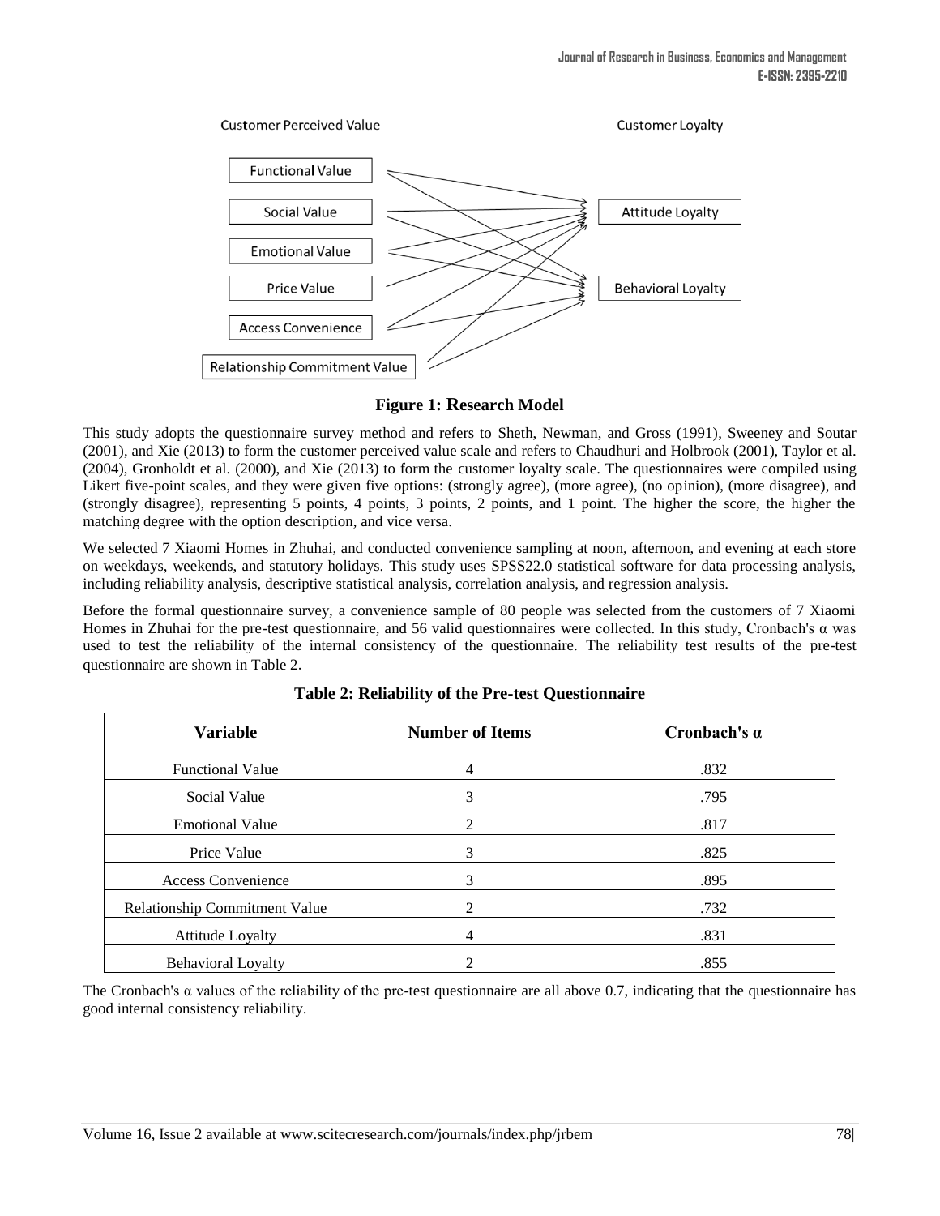Customer Perceived Value

Customer Loyalty

Functional Value

Social Value

Emotional Value

Price Value

Access Convenience

Relationship Commitment Value

Attitude Loyalty

Behavioral Loyalty

**Figure 1: Research Model**

This study adopts the questionnaire survey method and refers to Sheth, Newman, and Gross (1991), Sweeney and Soutar (2001), and Xie (2013) to form the customer perceived value scale and refers to Chaudhuri and Holbrook (2001), Taylor et al. (2004), Gronholdt et al. (2000), and Xie (2013) to form the customer loyalty scale. The questionnaires were compiled using Likert five-point scales, and they were given five options: (strongly agree), (more agree), (no opinion), (more disagree), and (strongly disagree), representing 5 points, 4 points, 3 points, 2 points, and 1 point. The higher the score, the higher the matching degree with the option description, and vice versa.

We selected 7 Xiaomi Homes in Zhuhai, and conducted convenience sampling at noon, afternoon, and evening at each store on weekdays, weekends, and statutory holidays. This study uses SPSS22.0 statistical software for data processing analysis, including reliability analysis, descriptive statistical analysis, correlation analysis, and regression analysis.

Before the formal questionnaire survey, a convenience sample of 80 people was selected from the customers of 7 Xiaomi Homes in Zhuhai for the pre-test questionnaire, and 56 valid questionnaires were collected. In this study, Cronbach's α was used to test the reliability of the internal consistency of the questionnaire. The reliability test results of the pre-test questionnaire are shown in Table 2.

**Table 2: Reliability of the Pre-test Questionnaire**

| Variable | Number of Items | Cronbach's α |
|---|---|---|
| Functional Value | 4 | .832 |
| Social Value | 3 | .795 |
| Emotional Value | 2 | .817 |
| Price Value | 3 | .825 |
| Access Convenience | 3 | .895 |
| Relationship Commitment Value | 2 | .732 |
| Attitude Loyalty | 4 | .831 |
| Behavioral Loyalty | 2 | .855 |

The Cronbach's α values of the reliability of the pre-test questionnaire are all above 0.7, indicating that the questionnaire has good internal consistency reliability.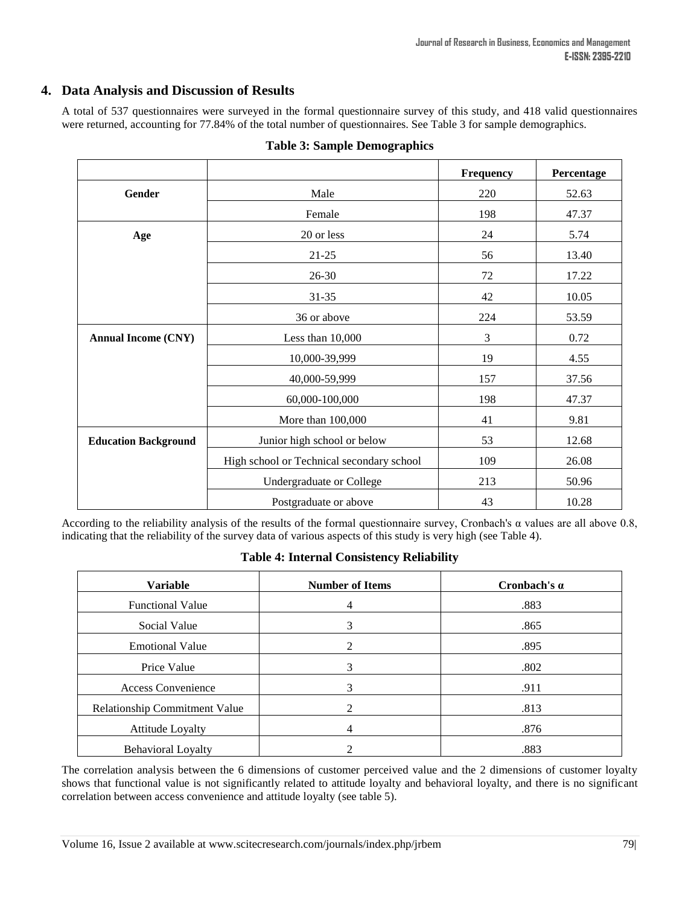## 4. Data Analysis and Discussion of Results

A total of 537 questionnaires were surveyed in the formal questionnaire survey of this study, and 418 valid questionnaires were returned, accounting for 77.84% of the total number of questionnaires. See Table 3 for sample demographics.

**Table 3: Sample Demographics**

| | | Frequency | Percentage |
|---|---|---|---|
| **Gender** | Male | 220 | 52.63 |
| | Female | 198 | 47.37 |
| **Age** | 20 or less | 24 | 5.74 |
| | 21-25 | 56 | 13.40 |
| | 26-30 | 72 | 17.22 |
| | 31-35 | 42 | 10.05 |
| | 36 or above | 224 | 53.59 |
| **Annual Income (CNY)** | Less than 10,000 | 3 | 0.72 |
| | 10,000-39,999 | 19 | 4.55 |
| | 40,000-59,999 | 157 | 37.56 |
| | 60,000-100,000 | 198 | 47.37 |
| | More than 100,000 | 41 | 9.81 |
| **Education Background** | Junior high school or below | 53 | 12.68 |
| | High school or Technical secondary school | 109 | 26.08 |
| | Undergraduate or College | 213 | 50.96 |
| | Postgraduate or above | 43 | 10.28 |

According to the reliability analysis of the results of the formal questionnaire survey, Cronbach's α values are all above 0.8, indicating that the reliability of the survey data of various aspects of this study is very high (see Table 4).

**Table 4: Internal Consistency Reliability**

| Variable | Number of Items | Cronbach's α |
|---|---|---|
| Functional Value | 4 | .883 |
| Social Value | 3 | .865 |
| Emotional Value | 2 | .895 |
| Price Value | 3 | .802 |
| Access Convenience | 3 | .911 |
| Relationship Commitment Value | 2 | .813 |
| Attitude Loyalty | 4 | .876 |
| Behavioral Loyalty | 2 | .883 |

The correlation analysis between the 6 dimensions of customer perceived value and the 2 dimensions of customer loyalty shows that functional value is not significantly related to attitude loyalty and behavioral loyalty, and there is no significant correlation between access convenience and attitude loyalty (see table 5).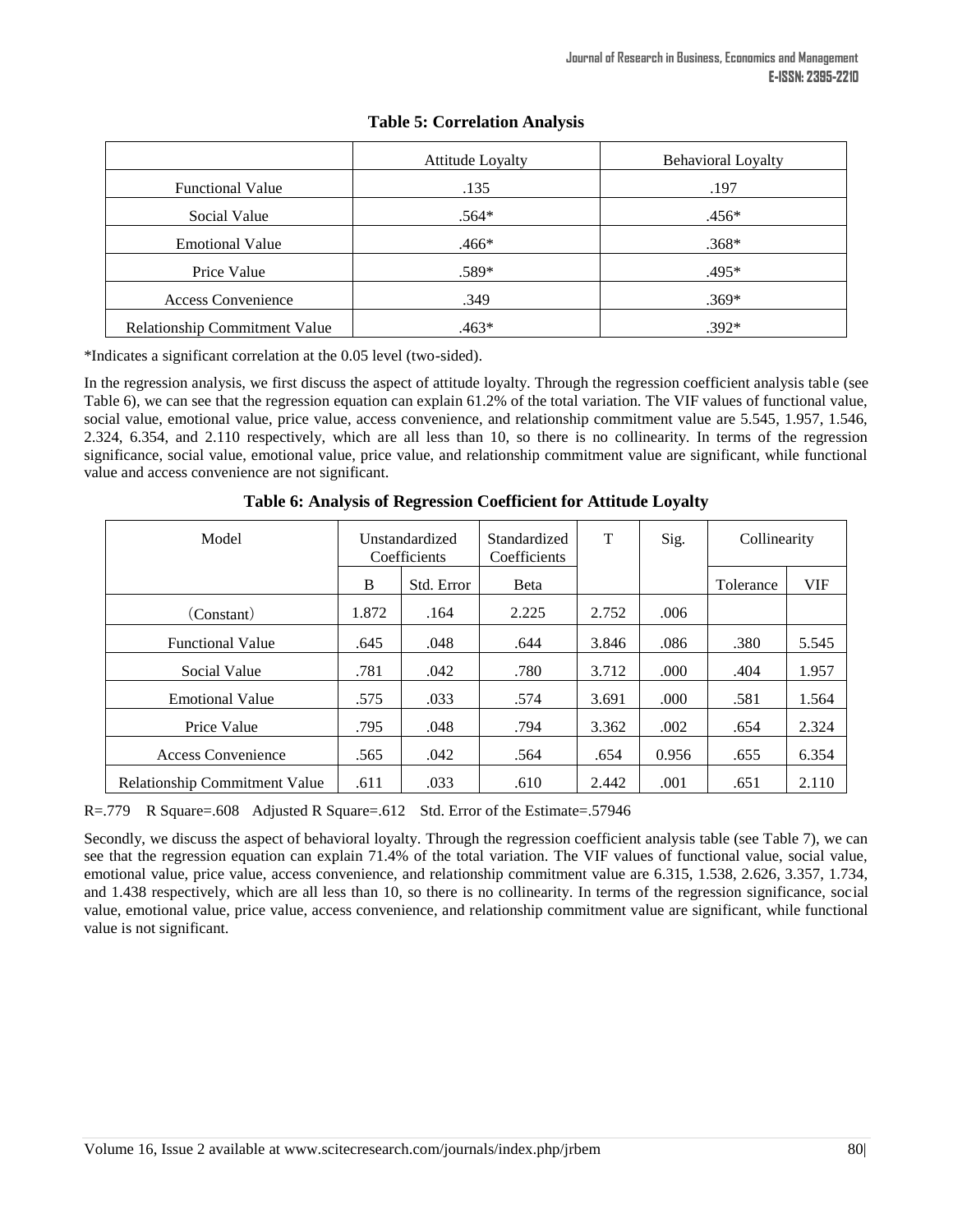**Table 5: Correlation Analysis**

| | Attitude Loyalty | Behavioral Loyalty |
|---|---|---|
| Functional Value | .135 | .197 |
| Social Value | .564* | .456* |
| Emotional Value | .466* | .368* |
| Price Value | .589* | .495* |
| Access Convenience | .349 | .369* |
| Relationship Commitment Value | .463* | .392* |

*Indicates a significant correlation at the 0.05 level (two-sided).

In the regression analysis, we first discuss the aspect of attitude loyalty. Through the regression coefficient analysis table (see Table 6), we can see that the regression equation can explain 61.2% of the total variation. The VIF values of functional value, social value, emotional value, price value, access convenience, and relationship commitment value are 5.545, 1.957, 1.546, 2.324, 6.354, and 2.110 respectively, which are all less than 10, so there is no collinearity. In terms of the regression significance, social value, emotional value, price value, and relationship commitment value are significant, while functional value and access convenience are not significant.

**Table 6: Analysis of Regression Coefficient for Attitude Loyalty**

| Model | Unstandardized Coefficients | | Standardized Coefficients | T | Sig. | Collinearity | |
|---|---|---|---|---|---|---|---|
| | B | Std. Error | Beta | | | Tolerance | VIF |
| (Constant) | 1.872 | .164 | 2.225 | 2.752 | .006 | | |
| Functional Value | .645 | .048 | .644 | 3.846 | .086 | .380 | 5.545 |
| Social Value | .781 | .042 | .780 | 3.712 | .000 | .404 | 1.957 |
| Emotional Value | .575 | .033 | .574 | 3.691 | .000 | .581 | 1.564 |
| Price Value | .795 | .048 | .794 | 3.362 | .002 | .654 | 2.324 |
| Access Convenience | .565 | .042 | .564 | .654 | 0.956 | .655 | 6.354 |
| Relationship Commitment Value | .611 | .033 | .610 | 2.442 | .001 | .651 | 2.110 |

R=.779 R Square=.608 Adjusted R Square=.612 Std. Error of the Estimate=.57946

Secondly, we discuss the aspect of behavioral loyalty. Through the regression coefficient analysis table (see Table 7), we can see that the regression equation can explain 71.4% of the total variation. The VIF values of functional value, social value, emotional value, price value, access convenience, and relationship commitment value are 6.315, 1.538, 2.626, 3.357, 1.734, and 1.438 respectively, which are all less than 10, so there is no collinearity. In terms of the regression significance, social value, emotional value, price value, access convenience, and relationship commitment value are significant, while functional value is not significant.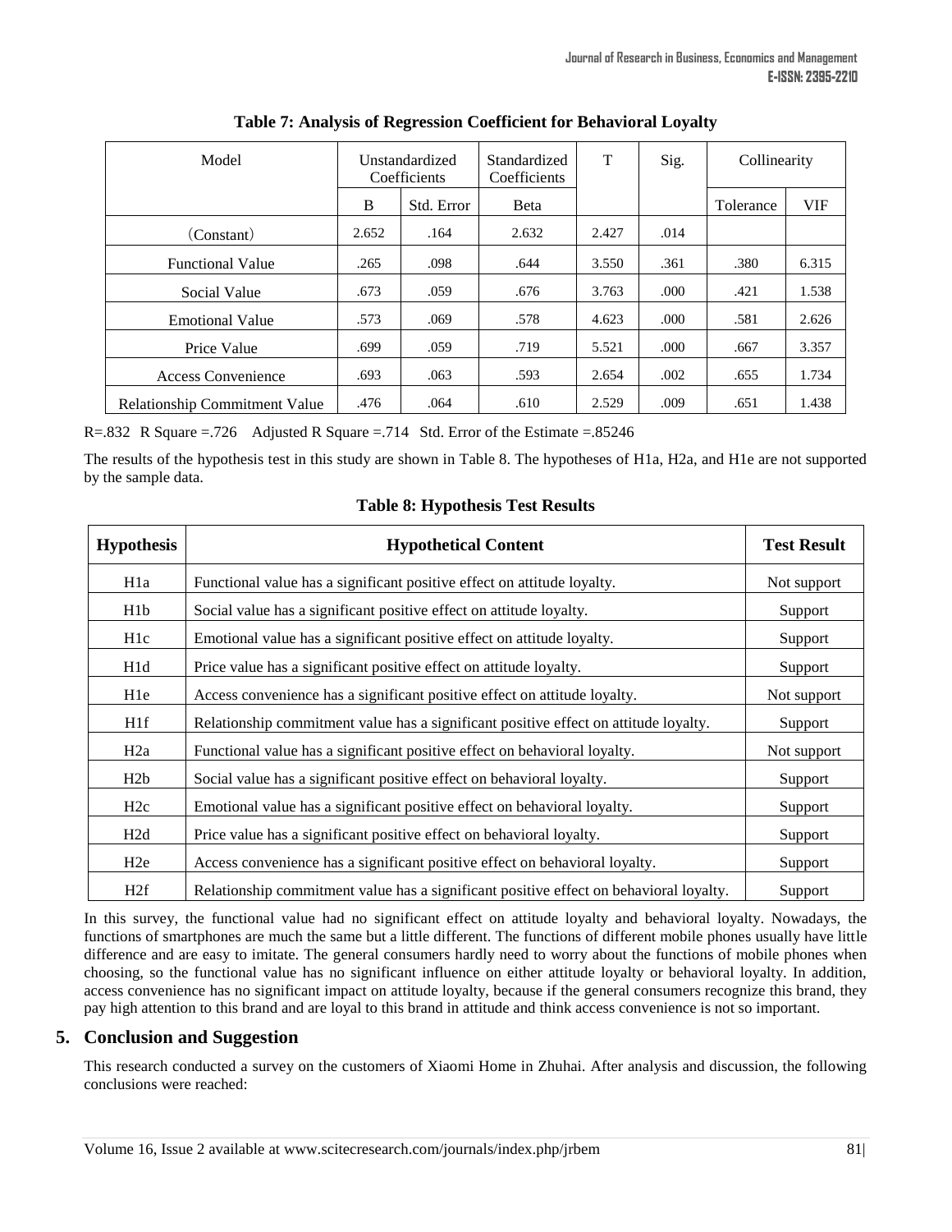**Table 7: Analysis of Regression Coefficient for Behavioral Loyalty**

| Model | Unstandardized Coefficients | | Standardized Coefficients | T | Sig. | Collinearity | |
|---|---|---|---|---|---|---|---|
| | B | Std. Error | Beta | | | Tolerance | VIF |
| （Constant） | 2.652 | .164 | 2.632 | 2.427 | .014 | | |
| Functional Value | .265 | .098 | .644 | 3.550 | .361 | .380 | 6.315 |
| Social Value | .673 | .059 | .676 | 3.763 | .000 | .421 | 1.538 |
| Emotional Value | .573 | .069 | .578 | 4.623 | .000 | .581 | 2.626 |
| Price Value | .699 | .059 | .719 | 5.521 | .000 | .667 | 3.357 |
| Access Convenience | .693 | .063 | .593 | 2.654 | .002 | .655 | 1.734 |
| Relationship Commitment Value | .476 | .064 | .610 | 2.529 | .009 | .651 | 1.438 |

R=.832 R Square =.726 Adjusted R Square =.714 Std. Error of the Estimate =.85246

The results of the hypothesis test in this study are shown in Table 8. The hypotheses of H1a, H2a, and H1e are not supported by the sample data.

**Table 8: Hypothesis Test Results**

| Hypothesis | Hypothetical Content | Test Result |
|---|---|---|
| H1a | Functional value has a significant positive effect on attitude loyalty. | Not support |
| H1b | Social value has a significant positive effect on attitude loyalty. | Support |
| H1c | Emotional value has a significant positive effect on attitude loyalty. | Support |
| H1d | Price value has a significant positive effect on attitude loyalty. | Support |
| H1e | Access convenience has a significant positive effect on attitude loyalty. | Not support |
| H1f | Relationship commitment value has a significant positive effect on attitude loyalty. | Support |
| H2a | Functional value has a significant positive effect on behavioral loyalty. | Not support |
| H2b | Social value has a significant positive effect on behavioral loyalty. | Support |
| H2c | Emotional value has a significant positive effect on behavioral loyalty. | Support |
| H2d | Price value has a significant positive effect on behavioral loyalty. | Support |
| H2e | Access convenience has a significant positive effect on behavioral loyalty. | Support |
| H2f | Relationship commitment value has a significant positive effect on behavioral loyalty. | Support |

In this survey, the functional value had no significant effect on attitude loyalty and behavioral loyalty. Nowadays, the functions of smartphones are much the same but a little different. The functions of different mobile phones usually have little difference and are easy to imitate. The general consumers hardly need to worry about the functions of mobile phones when choosing, so the functional value has no significant influence on either attitude loyalty or behavioral loyalty. In addition, access convenience has no significant impact on attitude loyalty, because if the general consumers recognize this brand, they pay high attention to this brand and are loyal to this brand in attitude and think access convenience is not so important.

## 5. Conclusion and Suggestion

This research conducted a survey on the customers of Xiaomi Home in Zhuhai. After analysis and discussion, the following conclusions were reached: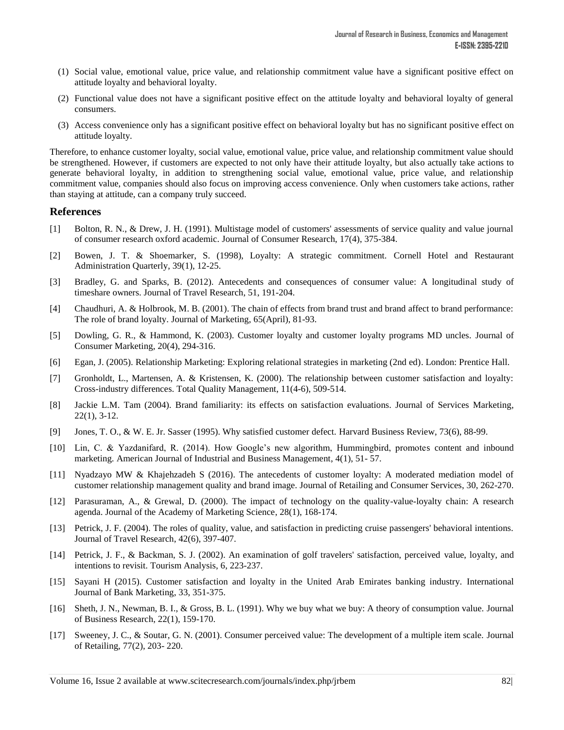(1) Social value, emotional value, price value, and relationship commitment value have a significant positive effect on attitude loyalty and behavioral loyalty.

(2) Functional value does not have a significant positive effect on the attitude loyalty and behavioral loyalty of general consumers.

(3) Access convenience only has a significant positive effect on behavioral loyalty but has no significant positive effect on attitude loyalty.

Therefore, to enhance customer loyalty, social value, emotional value, price value, and relationship commitment value should be strengthened. However, if customers are expected to not only have their attitude loyalty, but also actually take actions to generate behavioral loyalty, in addition to strengthening social value, emotional value, price value, and relationship commitment value, companies should also focus on improving access convenience. Only when customers take actions, rather than staying at attitude, can a company truly succeed.

## References

[1] Bolton, R. N., & Drew, J. H. (1991). Multistage model of customers' assessments of service quality and value journal of consumer research oxford academic. Journal of Consumer Research, 17(4), 375-384.

[2] Bowen, J. T. & Shoemarker, S. (1998), Loyalty: A strategic commitment. Cornell Hotel and Restaurant Administration Quarterly, 39(1), 12-25.

[3] Bradley, G. and Sparks, B. (2012). Antecedents and consequences of consumer value: A longitudinal study of timeshare owners. Journal of Travel Research, 51, 191-204.

[4] Chaudhuri, A. & Holbrook, M. B. (2001). The chain of effects from brand trust and brand affect to brand performance: The role of brand loyalty. Journal of Marketing, 65(April), 81-93.

[5] Dowling, G. R., & Hammond, K. (2003). Customer loyalty and customer loyalty programs MD uncles. Journal of Consumer Marketing, 20(4), 294-316.

[6] Egan, J. (2005). Relationship Marketing: Exploring relational strategies in marketing (2nd ed). London: Prentice Hall.

[7] Gronholdt, L., Martensen, A. & Kristensen, K. (2000). The relationship between customer satisfaction and loyalty: Cross-industry differences. Total Quality Management, 11(4-6), 509-514.

[8] Jackie L.M. Tam (2004). Brand familiarity: its effects on satisfaction evaluations. Journal of Services Marketing, 22(1), 3-12.

[9] Jones, T. O., & W. E. Jr. Sasser (1995). Why satisfied customer defect. Harvard Business Review, 73(6), 88-99.

[10] Lin, C. & Yazdanifard, R. (2014). How Google's new algorithm, Hummingbird, promotes content and inbound marketing. American Journal of Industrial and Business Management, 4(1), 51- 57.

[11] Nyadzayo MW & Khajehzadeh S (2016). The antecedents of customer loyalty: A moderated mediation model of customer relationship management quality and brand image. Journal of Retailing and Consumer Services, 30, 262-270.

[12] Parasuraman, A., & Grewal, D. (2000). The impact of technology on the quality-value-loyalty chain: A research agenda. Journal of the Academy of Marketing Science, 28(1), 168-174.

[13] Petrick, J. F. (2004). The roles of quality, value, and satisfaction in predicting cruise passengers' behavioral intentions. Journal of Travel Research, 42(6), 397-407.

[14] Petrick, J. F., & Backman, S. J. (2002). An examination of golf travelers' satisfaction, perceived value, loyalty, and intentions to revisit. Tourism Analysis, 6, 223-237.

[15] Sayani H (2015). Customer satisfaction and loyalty in the United Arab Emirates banking industry. International Journal of Bank Marketing, 33, 351-375.

[16] Sheth, J. N., Newman, B. I., & Gross, B. L. (1991). Why we buy what we buy: A theory of consumption value. Journal of Business Research, 22(1), 159-170.

[17] Sweeney, J. C., & Soutar, G. N. (2001). Consumer perceived value: The development of a multiple item scale. Journal of Retailing, 77(2), 203- 220.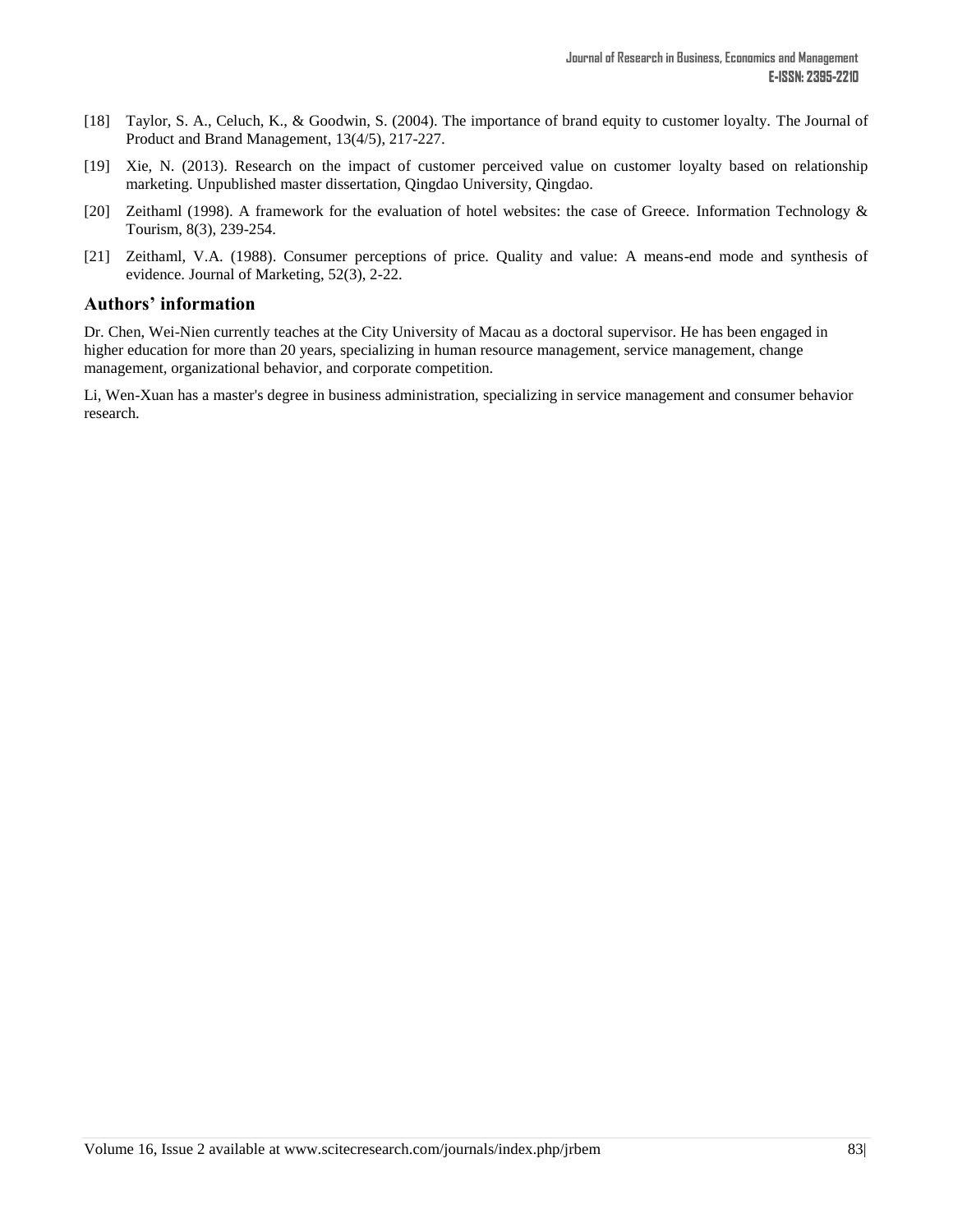[18] Taylor, S. A., Celuch, K., & Goodwin, S. (2004). The importance of brand equity to customer loyalty. The Journal of Product and Brand Management, 13(4/5), 217-227.

[19] Xie, N. (2013). Research on the impact of customer perceived value on customer loyalty based on relationship marketing. Unpublished master dissertation, Qingdao University, Qingdao.

[20] Zeithaml (1998). A framework for the evaluation of hotel websites: the case of Greece. Information Technology & Tourism, 8(3), 239-254.

[21] Zeithaml, V.A. (1988). Consumer perceptions of price. Quality and value: A means-end mode and synthesis of evidence. Journal of Marketing, 52(3), 2-22.

## Authors' information

Dr. Chen, Wei-Nien currently teaches at the City University of Macau as a doctoral supervisor. He has been engaged in higher education for more than 20 years, specializing in human resource management, service management, change management, organizational behavior, and corporate competition.

Li, Wen-Xuan has a master's degree in business administration, specializing in service management and consumer behavior research.